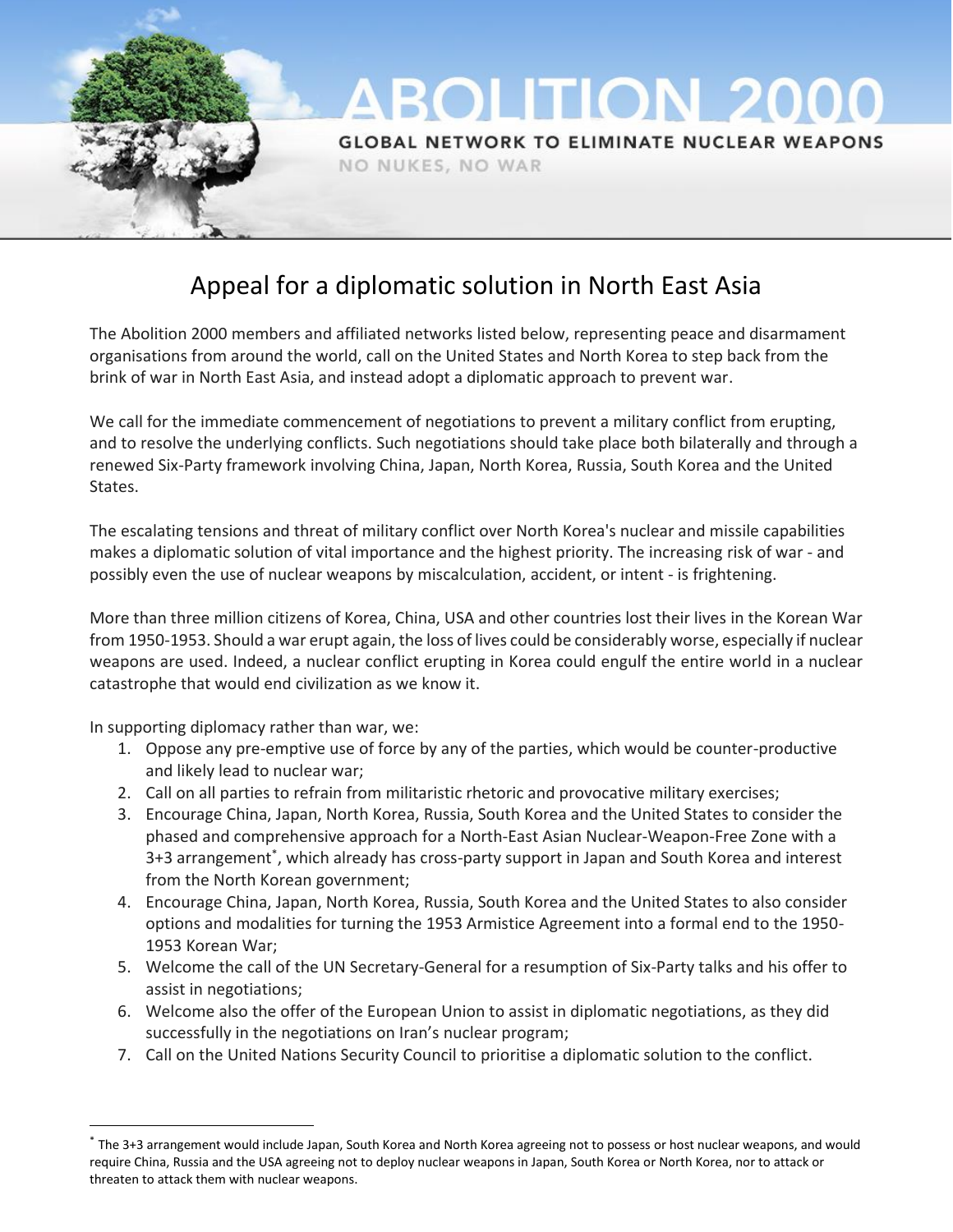ABOLITION 2000

GLOBAL NETWORK TO ELIMINATE NUCLEAR WEAPONS

NO NUKES, NO WAR

# Appeal for a diplomatic solution in North East Asia

The Abolition 2000 members and affiliated networks listed below, representing peace and disarmament organisations from around the world, call on the United States and North Korea to step back from the brink of war in North East Asia, and instead adopt a diplomatic approach to prevent war.

We call for the immediate commencement of negotiations to prevent a military conflict from erupting, and to resolve the underlying conflicts. Such negotiations should take place both bilaterally and through a renewed Six-Party framework involving China, Japan, North Korea, Russia, South Korea and the United States.

The escalating tensions and threat of military conflict over North Korea's nuclear and missile capabilities makes a diplomatic solution of vital importance and the highest priority. The increasing risk of war - and possibly even the use of nuclear weapons by miscalculation, accident, or intent - is frightening.

More than three million citizens of Korea, China, USA and other countries lost their lives in the Korean War from 1950-1953. Should a war erupt again, the loss of lives could be considerably worse, especially if nuclear weapons are used. Indeed, a nuclear conflict erupting in Korea could engulf the entire world in a nuclear catastrophe that would end civilization as we know it.

In supporting diplomacy rather than war, we:

1. Oppose any pre-emptive use of force by any of the parties, which would be counter-productive and likely lead to nuclear war;
2. Call on all parties to refrain from militaristic rhetoric and provocative military exercises;
3. Encourage China, Japan, North Korea, Russia, South Korea and the United States to consider the phased and comprehensive approach for a North-East Asian Nuclear-Weapon-Free Zone with a 3+3 arrangement[*], which already has cross-party support in Japan and South Korea and interest from the North Korean government;
4. Encourage China, Japan, North Korea, Russia, South Korea and the United States to also consider options and modalities for turning the 1953 Armistice Agreement into a formal end to the 1950-1953 Korean War;
5. Welcome the call of the UN Secretary-General for a resumption of Six-Party talks and his offer to assist in negotiations;
6. Welcome also the offer of the European Union to assist in diplomatic negotiations, as they did successfully in the negotiations on Iran's nuclear program;
7. Call on the United Nations Security Council to prioritise a diplomatic solution to the conflict.

---

[*] The 3+3 arrangement would include Japan, South Korea and North Korea agreeing not to possess or host nuclear weapons, and would require China, Russia and the USA agreeing not to deploy nuclear weapons in Japan, South Korea or North Korea, nor to attack or threaten to attack them with nuclear weapons.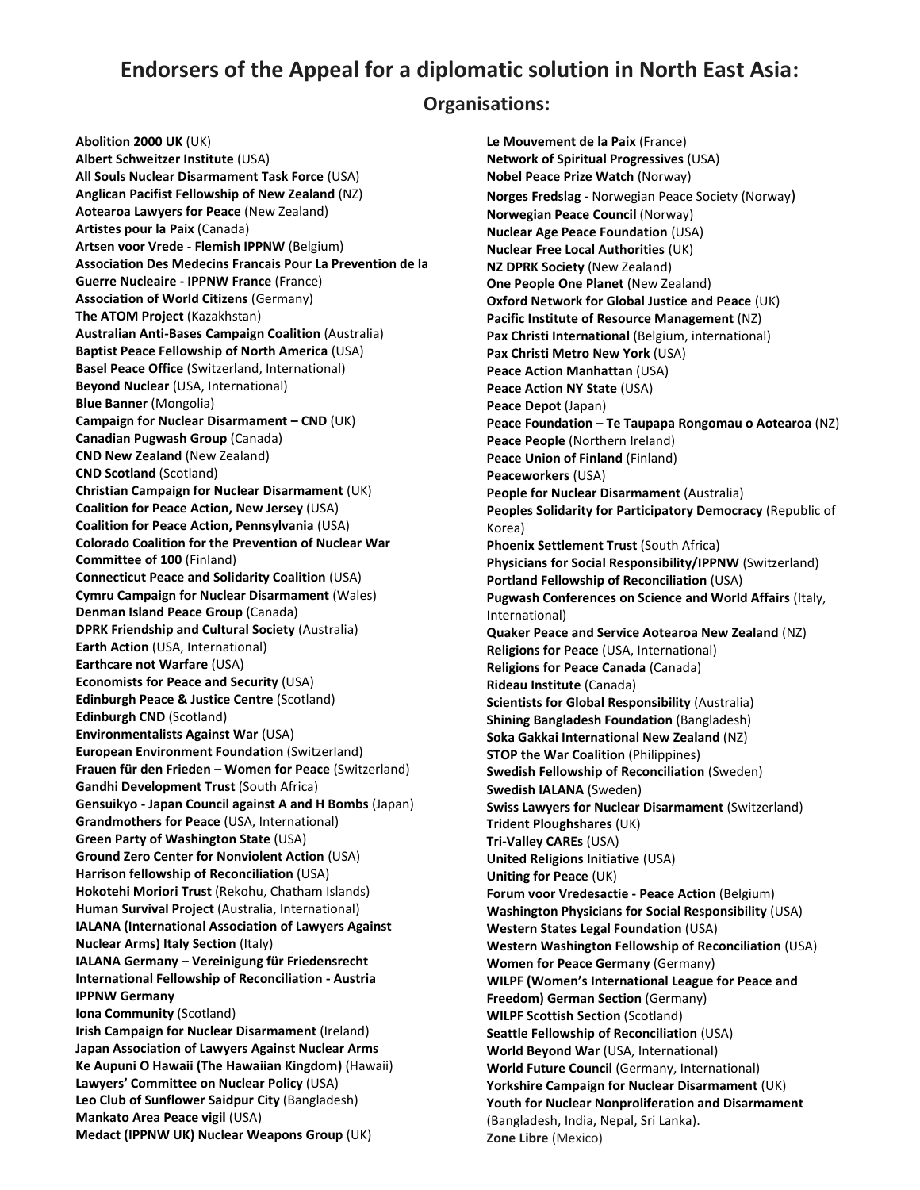# Endorsers of the Appeal for a diplomatic solution in North East Asia:

## Organisations:

**Abolition 2000 UK** (UK)
**Albert Schweitzer Institute** (USA)
**All Souls Nuclear Disarmament Task Force** (USA)
**Anglican Pacifist Fellowship of New Zealand** (NZ)
**Aotearoa Lawyers for Peace** (New Zealand)
**Artistes pour la Paix** (Canada)
**Artsen voor Vrede** - **Flemish IPPNW** (Belgium)
**Association Des Medecins Francais Pour La Prevention de la Guerre Nucleaire - IPPNW France** (France)
**Association of World Citizens** (Germany)
**The ATOM Project** (Kazakhstan)
**Australian Anti-Bases Campaign Coalition** (Australia)
**Baptist Peace Fellowship of North America** (USA)
**Basel Peace Office** (Switzerland, International)
**Beyond Nuclear** (USA, International)
**Blue Banner** (Mongolia)
**Campaign for Nuclear Disarmament – CND** (UK)
**Canadian Pugwash Group** (Canada)
**CND New Zealand** (New Zealand)
**CND Scotland** (Scotland)
**Christian Campaign for Nuclear Disarmament** (UK)
**Coalition for Peace Action, New Jersey** (USA)
**Coalition for Peace Action, Pennsylvania** (USA)
**Colorado Coalition for the Prevention of Nuclear War**
**Committee of 100** (Finland)
**Connecticut Peace and Solidarity Coalition** (USA)
**Cymru Campaign for Nuclear Disarmament** (Wales)
**Denman Island Peace Group** (Canada)
**DPRK Friendship and Cultural Society** (Australia)
**Earth Action** (USA, International)
**Earthcare not Warfare** (USA)
**Economists for Peace and Security** (USA)
**Edinburgh Peace & Justice Centre** (Scotland)
**Edinburgh CND** (Scotland)
**Environmentalists Against War** (USA)
**European Environment Foundation** (Switzerland)
**Frauen für den Frieden – Women for Peace** (Switzerland)
**Gandhi Development Trust** (South Africa)
**Gensuikyo - Japan Council against A and H Bombs** (Japan)
**Grandmothers for Peace** (USA, International)
**Green Party of Washington State** (USA)
**Ground Zero Center for Nonviolent Action** (USA)
**Harrison fellowship of Reconciliation** (USA)
**Hokotehi Moriori Trust** (Rekohu, Chatham Islands)
**Human Survival Project** (Australia, International)
**IALANA (International Association of Lawyers Against Nuclear Arms) Italy Section** (Italy)
**IALANA Germany – Vereinigung für Friedensrecht**
**International Fellowship of Reconciliation - Austria**
**IPPNW Germany**
**Iona Community** (Scotland)
**Irish Campaign for Nuclear Disarmament** (Ireland)
**Japan Association of Lawyers Against Nuclear Arms**
**Ke Aupuni O Hawaii (The Hawaiian Kingdom)** (Hawaii)
**Lawyers' Committee on Nuclear Policy** (USA)
**Leo Club of Sunflower Saidpur City** (Bangladesh)
**Mankato Area Peace vigil** (USA)
**Medact (IPPNW UK) Nuclear Weapons Group** (UK)
**Le Mouvement de la Paix** (France)
**Network of Spiritual Progressives** (USA)
**Nobel Peace Prize Watch** (Norway)
**Norges Fredslag -** Norwegian Peace Society (Norway)
**Norwegian Peace Council** (Norway)
**Nuclear Age Peace Foundation** (USA)
**Nuclear Free Local Authorities** (UK)
**NZ DPRK Society** (New Zealand)
**One People One Planet** (New Zealand)
**Oxford Network for Global Justice and Peace** (UK)
**Pacific Institute of Resource Management** (NZ)
**Pax Christi International** (Belgium, international)
**Pax Christi Metro New York** (USA)
**Peace Action Manhattan** (USA)
**Peace Action NY State** (USA)
**Peace Depot** (Japan)
**Peace Foundation – Te Taupapa Rongomau o Aotearoa** (NZ)
**Peace People** (Northern Ireland)
**Peace Union of Finland** (Finland)
**Peaceworkers** (USA)
**People for Nuclear Disarmament** (Australia)
**Peoples Solidarity for Participatory Democracy** (Republic of Korea)
**Phoenix Settlement Trust** (South Africa)
**Physicians for Social Responsibility/IPPNW** (Switzerland)
**Portland Fellowship of Reconciliation** (USA)
**Pugwash Conferences on Science and World Affairs** (Italy, International)
**Quaker Peace and Service Aotearoa New Zealand** (NZ)
**Religions for Peace** (USA, International)
**Religions for Peace Canada** (Canada)
**Rideau Institute** (Canada)
**Scientists for Global Responsibility** (Australia)
**Shining Bangladesh Foundation** (Bangladesh)
**Soka Gakkai International New Zealand** (NZ)
**STOP the War Coalition** (Philippines)
**Swedish Fellowship of Reconciliation** (Sweden)
**Swedish IALANA** (Sweden)
**Swiss Lawyers for Nuclear Disarmament** (Switzerland)
**Trident Ploughshares** (UK)
**Tri-Valley CAREs** (USA)
**United Religions Initiative** (USA)
**Uniting for Peace** (UK)
**Forum voor Vredesactie - Peace Action** (Belgium)
**Washington Physicians for Social Responsibility** (USA)
**Western States Legal Foundation** (USA)
**Western Washington Fellowship of Reconciliation** (USA)
**Women for Peace Germany** (Germany)
**WILPF (Women's International League for Peace and Freedom) German Section** (Germany)
**WILPF Scottish Section** (Scotland)
**Seattle Fellowship of Reconciliation** (USA)
**World Beyond War** (USA, International)
**World Future Council** (Germany, International)
**Yorkshire Campaign for Nuclear Disarmament** (UK)
**Youth for Nuclear Nonproliferation and Disarmament** (Bangladesh, India, Nepal, Sri Lanka).
**Zone Libre** (Mexico)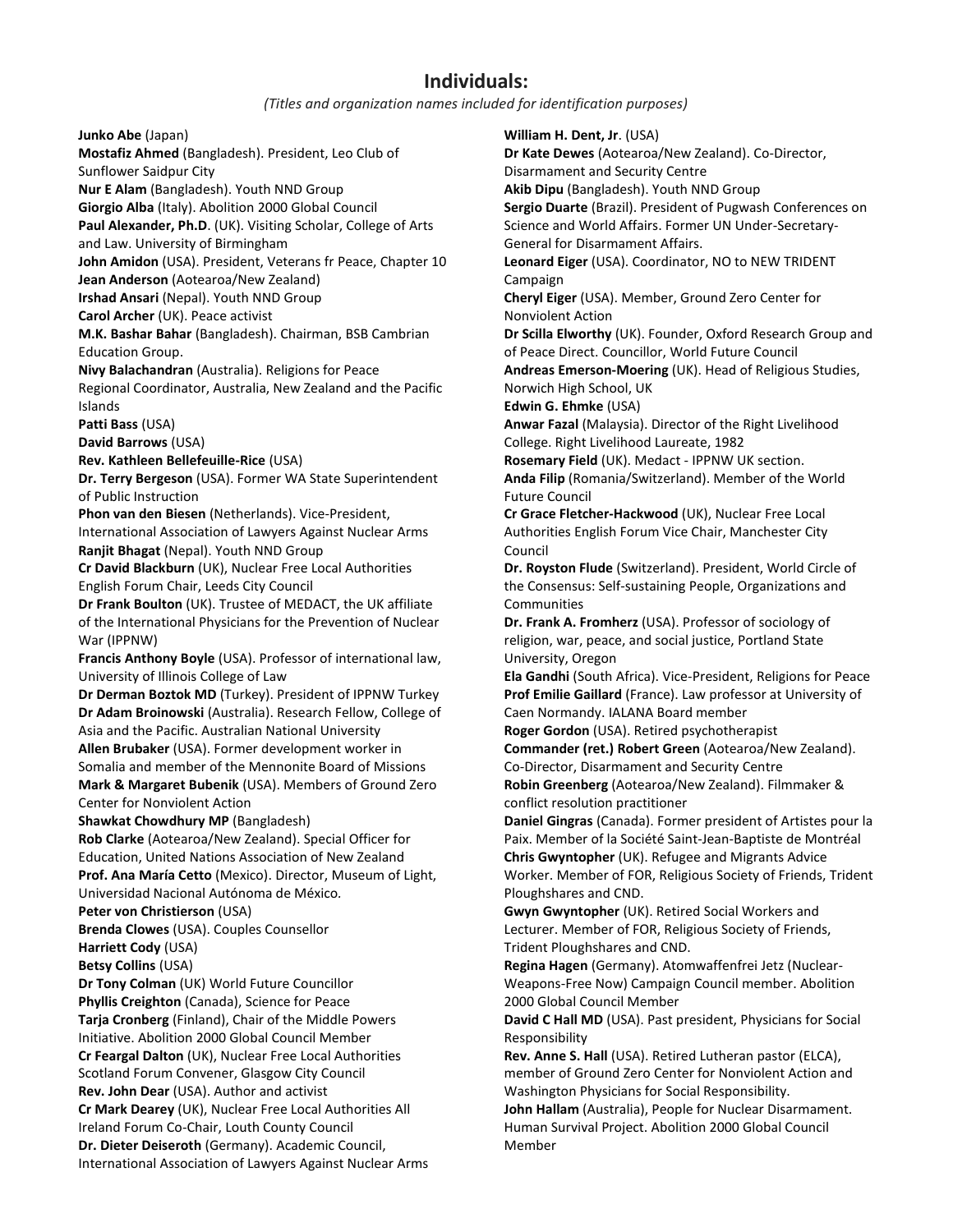## Individuals:

*(Titles and organization names included for identification purposes)*

**Junko Abe** (Japan)
**Mostafiz Ahmed** (Bangladesh). President, Leo Club of Sunflower Saidpur City
**Nur E Alam** (Bangladesh). Youth NND Group
**Giorgio Alba** (Italy). Abolition 2000 Global Council
**Paul Alexander, Ph.D**. (UK). Visiting Scholar, College of Arts and Law. University of Birmingham
**John Amidon** (USA). President, Veterans fr Peace, Chapter 10
**Jean Anderson** (Aotearoa/New Zealand)
**Irshad Ansari** (Nepal). Youth NND Group
**Carol Archer** (UK). Peace activist
**M.K. Bashar Bahar** (Bangladesh). Chairman, BSB Cambrian Education Group.
**Nivy Balachandran** (Australia). Religions for Peace Regional Coordinator, Australia, New Zealand and the Pacific Islands
**Patti Bass** (USA)
**David Barrows** (USA)
**Rev. Kathleen Bellefeuille-Rice** (USA)
**Dr. Terry Bergeson** (USA). Former WA State Superintendent of Public Instruction
**Phon van den Biesen** (Netherlands). Vice-President, International Association of Lawyers Against Nuclear Arms
**Ranjit Bhagat** (Nepal). Youth NND Group
**Cr David Blackburn** (UK), Nuclear Free Local Authorities English Forum Chair, Leeds City Council
**Dr Frank Boulton** (UK). Trustee of MEDACT, the UK affiliate of the International Physicians for the Prevention of Nuclear War (IPPNW)
**Francis Anthony Boyle** (USA). Professor of international law, University of Illinois College of Law
**Dr Derman Boztok MD** (Turkey). President of IPPNW Turkey
**Dr Adam Broinowski** (Australia). Research Fellow, College of Asia and the Pacific. Australian National University
**Allen Brubaker** (USA). Former development worker in Somalia and member of the Mennonite Board of Missions
**Mark & Margaret Bubenik** (USA). Members of Ground Zero Center for Nonviolent Action
**Shawkat Chowdhury MP** (Bangladesh)
**Rob Clarke** (Aotearoa/New Zealand). Special Officer for Education, United Nations Association of New Zealand
**Prof. Ana María Cetto** (Mexico). Director, Museum of Light, Universidad Nacional Autónoma de México.
**Peter von Christierson** (USA)
**Brenda Clowes** (USA). Couples Counsellor
**Harriett Cody** (USA)
**Betsy Collins** (USA)
**Dr Tony Colman** (UK) World Future Councillor
**Phyllis Creighton** (Canada), Science for Peace
**Tarja Cronberg** (Finland), Chair of the Middle Powers Initiative. Abolition 2000 Global Council Member
**Cr Feargal Dalton** (UK), Nuclear Free Local Authorities Scotland Forum Convener, Glasgow City Council
**Rev. John Dear** (USA). Author and activist
**Cr Mark Dearey** (UK), Nuclear Free Local Authorities All Ireland Forum Co-Chair, Louth County Council
**Dr. Dieter Deiseroth** (Germany). Academic Council, International Association of Lawyers Against Nuclear Arms
**William H. Dent, Jr**. (USA)
**Dr Kate Dewes** (Aotearoa/New Zealand). Co-Director, Disarmament and Security Centre
**Akib Dipu** (Bangladesh). Youth NND Group
**Sergio Duarte** (Brazil). President of Pugwash Conferences on Science and World Affairs. Former UN Under-Secretary-General for Disarmament Affairs.
**Leonard Eiger** (USA). Coordinator, NO to NEW TRIDENT Campaign
**Cheryl Eiger** (USA). Member, Ground Zero Center for Nonviolent Action
**Dr Scilla Elworthy** (UK). Founder, Oxford Research Group and of Peace Direct. Councillor, World Future Council
**Andreas Emerson-Moering** (UK). Head of Religious Studies, Norwich High School, UK
**Edwin G. Ehmke** (USA)
**Anwar Fazal** (Malaysia). Director of the Right Livelihood College. Right Livelihood Laureate, 1982
**Rosemary Field** (UK). Medact - IPPNW UK section.
**Anda Filip** (Romania/Switzerland). Member of the World Future Council
**Cr Grace Fletcher-Hackwood** (UK), Nuclear Free Local Authorities English Forum Vice Chair, Manchester City Council
**Dr. Royston Flude** (Switzerland). President, World Circle of the Consensus: Self-sustaining People, Organizations and Communities
**Dr. Frank A. Fromherz** (USA). Professor of sociology of religion, war, peace, and social justice, Portland State University, Oregon
**Ela Gandhi** (South Africa). Vice-President, Religions for Peace
**Prof Emilie Gaillard** (France). Law professor at University of Caen Normandy. IALANA Board member
**Roger Gordon** (USA). Retired psychotherapist
**Commander (ret.) Robert Green** (Aotearoa/New Zealand). Co-Director, Disarmament and Security Centre
**Robin Greenberg** (Aotearoa/New Zealand). Filmmaker & conflict resolution practitioner
**Daniel Gingras** (Canada). Former president of Artistes pour la Paix. Member of la Société Saint-Jean-Baptiste de Montréal
**Chris Gwyntopher** (UK). Refugee and Migrants Advice Worker. Member of FOR, Religious Society of Friends, Trident Ploughshares and CND.
**Gwyn Gwyntopher** (UK). Retired Social Workers and Lecturer. Member of FOR, Religious Society of Friends, Trident Ploughshares and CND.
**Regina Hagen** (Germany). Atomwaffenfrei Jetz (Nuclear-Weapons-Free Now) Campaign Council member. Abolition 2000 Global Council Member
**David C Hall MD** (USA). Past president, Physicians for Social Responsibility
**Rev. Anne S. Hall** (USA). Retired Lutheran pastor (ELCA), member of Ground Zero Center for Nonviolent Action and Washington Physicians for Social Responsibility.
**John Hallam** (Australia), People for Nuclear Disarmament. Human Survival Project. Abolition 2000 Global Council Member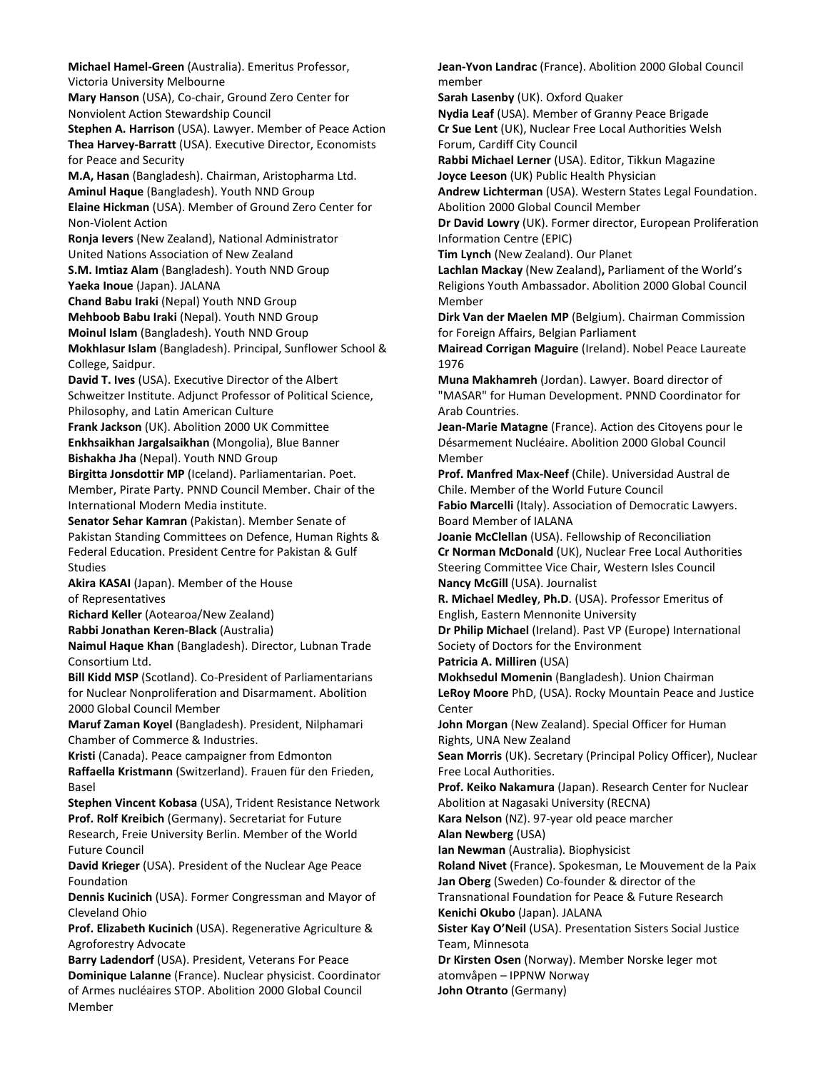**Michael Hamel-Green** (Australia). Emeritus Professor, Victoria University Melbourne

**Mary Hanson** (USA), Co-chair, Ground Zero Center for Nonviolent Action Stewardship Council

**Stephen A. Harrison** (USA). Lawyer. Member of Peace Action

**Thea Harvey-Barratt** (USA). Executive Director, Economists for Peace and Security

**M.A, Hasan** (Bangladesh). Chairman, Aristopharma Ltd.

**Aminul Haque** (Bangladesh). Youth NND Group

**Elaine Hickman** (USA). Member of Ground Zero Center for Non-Violent Action

**Ronja Ievers** (New Zealand), National Administrator United Nations Association of New Zealand

**S.M. Imtiaz Alam** (Bangladesh). Youth NND Group

**Yaeka Inoue** (Japan). JALANA

**Chand Babu Iraki** (Nepal) Youth NND Group

**Mehboob Babu Iraki** (Nepal). Youth NND Group

**Moinul Islam** (Bangladesh). Youth NND Group

**Mokhlasur Islam** (Bangladesh). Principal, Sunflower School & College, Saidpur.

**David T. Ives** (USA). Executive Director of the Albert Schweitzer Institute. Adjunct Professor of Political Science, Philosophy, and Latin American Culture

**Frank Jackson** (UK). Abolition 2000 UK Committee

**Enkhsaikhan Jargalsaikhan** (Mongolia), Blue Banner

**Bishakha Jha** (Nepal). Youth NND Group

**Birgitta Jonsdottir MP** (Iceland). Parliamentarian. Poet. Member, Pirate Party. PNND Council Member. Chair of the International Modern Media institute.

**Senator Sehar Kamran** (Pakistan). Member Senate of Pakistan Standing Committees on Defence, Human Rights & Federal Education. President Centre for Pakistan & Gulf Studies

**Akira KASAI** (Japan). Member of the House of Representatives

**Richard Keller** (Aotearoa/New Zealand)

**Rabbi Jonathan Keren-Black** (Australia)

**Naimul Haque Khan** (Bangladesh). Director, Lubnan Trade Consortium Ltd.

**Bill Kidd MSP** (Scotland). Co-President of Parliamentarians for Nuclear Nonproliferation and Disarmament. Abolition 2000 Global Council Member

**Maruf Zaman Koyel** (Bangladesh). President, Nilphamari Chamber of Commerce & Industries.

**Kristi** (Canada). Peace campaigner from Edmonton

**Raffaella Kristmann** (Switzerland). Frauen für den Frieden, Basel

**Stephen Vincent Kobasa** (USA), Trident Resistance Network

**Prof. Rolf Kreibich** (Germany). Secretariat for Future Research, Freie University Berlin. Member of the World Future Council

**David Krieger** (USA). President of the Nuclear Age Peace Foundation

**Dennis Kucinich** (USA). Former Congressman and Mayor of Cleveland Ohio

**Prof. Elizabeth Kucinich** (USA). Regenerative Agriculture & Agroforestry Advocate

**Barry Ladendorf** (USA). President, Veterans For Peace

**Dominique Lalanne** (France). Nuclear physicist. Coordinator of Armes nucléaires STOP. Abolition 2000 Global Council Member

**Jean-Yvon Landrac** (France). Abolition 2000 Global Council member

**Sarah Lasenby** (UK). Oxford Quaker

**Nydia Leaf** (USA). Member of Granny Peace Brigade

**Cr Sue Lent** (UK), Nuclear Free Local Authorities Welsh Forum, Cardiff City Council

**Rabbi Michael Lerner** (USA). Editor, Tikkun Magazine

**Joyce Leeson** (UK) Public Health Physician

**Andrew Lichterman** (USA). Western States Legal Foundation. Abolition 2000 Global Council Member

**Dr David Lowry** (UK). Former director, European Proliferation Information Centre (EPIC)

**Tim Lynch** (New Zealand). Our Planet

**Lachlan Mackay** (New Zealand)**,** Parliament of the World's Religions Youth Ambassador. Abolition 2000 Global Council Member

**Dirk Van der Maelen MP** (Belgium). Chairman Commission for Foreign Affairs, Belgian Parliament

**Mairead Corrigan Maguire** (Ireland). Nobel Peace Laureate 1976

**Muna Makhamreh** (Jordan). Lawyer. Board director of "MASAR" for Human Development. PNND Coordinator for Arab Countries.

**Jean-Marie Matagne** (France). Action des Citoyens pour le Désarmement Nucléaire. Abolition 2000 Global Council Member

**Prof. Manfred Max-Neef** (Chile). Universidad Austral de Chile. Member of the World Future Council

**Fabio Marcelli** (Italy). Association of Democratic Lawyers. Board Member of IALANA

**Joanie McClellan** (USA). Fellowship of Reconciliation

**Cr Norman McDonald** (UK), Nuclear Free Local Authorities Steering Committee Vice Chair, Western Isles Council

**Nancy McGill** (USA). Journalist

**R. Michael Medley**, **Ph.D**. (USA). Professor Emeritus of English, Eastern Mennonite University

**Dr Philip Michael** (Ireland). Past VP (Europe) International Society of Doctors for the Environment

**Patricia A. Milliren** (USA)

**Mokhsedul Momenin** (Bangladesh). Union Chairman

**LeRoy Moore** PhD, (USA). Rocky Mountain Peace and Justice Center

**John Morgan** (New Zealand). Special Officer for Human Rights, UNA New Zealand

**Sean Morris** (UK). Secretary (Principal Policy Officer), Nuclear Free Local Authorities.

**Prof. Keiko Nakamura** (Japan). Research Center for Nuclear Abolition at Nagasaki University (RECNA)

**Kara Nelson** (NZ). 97-year old peace marcher

**Alan Newberg** (USA)

**Ian Newman** (Australia). Biophysicist

**Roland Nivet** (France). Spokesman, Le Mouvement de la Paix

**Jan Oberg** (Sweden) Co-founder & director of the Transnational Foundation for Peace & Future Research

**Kenichi Okubo** (Japan). JALANA

**Sister Kay O'Neil** (USA). Presentation Sisters Social Justice Team, Minnesota

**Dr Kirsten Osen** (Norway). Member Norske leger mot atomvåpen – IPPNW Norway

**John Otranto** (Germany)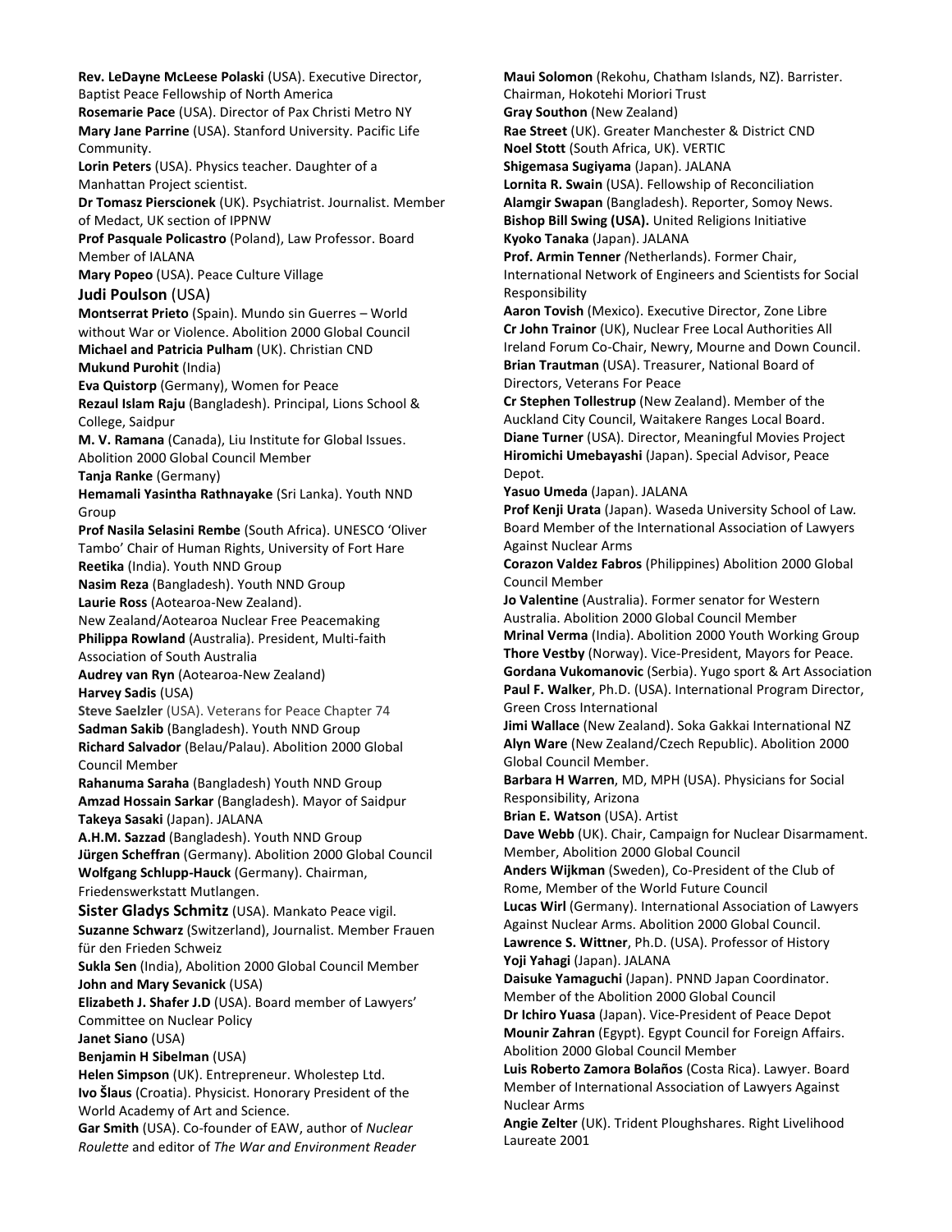**Rev. LeDayne McLeese Polaski** (USA). Executive Director, Baptist Peace Fellowship of North America
**Rosemarie Pace** (USA). Director of Pax Christi Metro NY
**Mary Jane Parrine** (USA). Stanford University. Pacific Life Community.
**Lorin Peters** (USA). Physics teacher. Daughter of a Manhattan Project scientist.
**Dr Tomasz Pierscionek** (UK). Psychiatrist. Journalist. Member of Medact, UK section of IPPNW
**Prof Pasquale Policastro** (Poland), Law Professor. Board Member of IALANA
**Mary Popeo** (USA). Peace Culture Village
**Judi Poulson** (USA)
**Montserrat Prieto** (Spain). Mundo sin Guerres – World without War or Violence. Abolition 2000 Global Council
**Michael and Patricia Pulham** (UK). Christian CND
**Mukund Purohit** (India)
**Eva Quistorp** (Germany), Women for Peace
**Rezaul Islam Raju** (Bangladesh). Principal, Lions School & College, Saidpur
**M. V. Ramana** (Canada), Liu Institute for Global Issues. Abolition 2000 Global Council Member
**Tanja Ranke** (Germany)
**Hemamali Yasintha Rathnayake** (Sri Lanka). Youth NND Group
**Prof Nasila Selasini Rembe** (South Africa). UNESCO 'Oliver Tambo' Chair of Human Rights, University of Fort Hare
**Reetika** (India). Youth NND Group
**Nasim Reza** (Bangladesh). Youth NND Group
**Laurie Ross** (Aotearoa-New Zealand). New Zealand/Aotearoa Nuclear Free Peacemaking
**Philippa Rowland** (Australia). President, Multi-faith Association of South Australia
**Audrey van Ryn** (Aotearoa-New Zealand)
**Harvey Sadis** (USA)
**Steve Saelzler** (USA). Veterans for Peace Chapter 74
**Sadman Sakib** (Bangladesh). Youth NND Group
**Richard Salvador** (Belau/Palau). Abolition 2000 Global Council Member
**Rahanuma Saraha** (Bangladesh) Youth NND Group
**Amzad Hossain Sarkar** (Bangladesh). Mayor of Saidpur
**Takeya Sasaki** (Japan). JALANA
**A.H.M. Sazzad** (Bangladesh). Youth NND Group
**Jürgen Scheffran** (Germany). Abolition 2000 Global Council
**Wolfgang Schlupp-Hauck** (Germany). Chairman, Friedenswerkstatt Mutlangen.
**Sister Gladys Schmitz** (USA). Mankato Peace vigil.
**Suzanne Schwarz** (Switzerland), Journalist. Member Frauen für den Frieden Schweiz
**Sukla Sen** (India), Abolition 2000 Global Council Member
**John and Mary Sevanick** (USA)
**Elizabeth J. Shafer J.D** (USA). Board member of Lawyers' Committee on Nuclear Policy
**Janet Siano** (USA)
**Benjamin H Sibelman** (USA)
**Helen Simpson** (UK). Entrepreneur. Wholestep Ltd.
**Ivo Šlaus** (Croatia). Physicist. Honorary President of the World Academy of Art and Science.
**Gar Smith** (USA). Co-founder of EAW, author of *Nuclear Roulette* and editor of *The War and Environment Reader*
**Maui Solomon** (Rekohu, Chatham Islands, NZ). Barrister. Chairman, Hokotehi Moriori Trust
**Gray Southon** (New Zealand)
**Rae Street** (UK). Greater Manchester & District CND
**Noel Stott** (South Africa, UK). VERTIC
**Shigemasa Sugiyama** (Japan). JALANA
**Lornita R. Swain** (USA). Fellowship of Reconciliation
**Alamgir Swapan** (Bangladesh). Reporter, Somoy News.
**Bishop Bill Swing (USA).** United Religions Initiative
**Kyoko Tanaka** (Japan). JALANA
**Prof. Armin Tenner** *(*Netherlands). Former Chair, International Network of Engineers and Scientists for Social Responsibility
**Aaron Tovish** (Mexico). Executive Director, Zone Libre
**Cr John Trainor** (UK), Nuclear Free Local Authorities All Ireland Forum Co-Chair, Newry, Mourne and Down Council.
**Brian Trautman** (USA). Treasurer, National Board of Directors, Veterans For Peace
**Cr Stephen Tollestrup** (New Zealand). Member of the Auckland City Council, Waitakere Ranges Local Board.
**Diane Turner** (USA). Director, Meaningful Movies Project
**Hiromichi Umebayashi** (Japan). Special Advisor, Peace Depot.
**Yasuo Umeda** (Japan). JALANA
**Prof Kenji Urata** (Japan). Waseda University School of Law. Board Member of the International Association of Lawyers Against Nuclear Arms
**Corazon Valdez Fabros** (Philippines) Abolition 2000 Global Council Member
**Jo Valentine** (Australia). Former senator for Western Australia. Abolition 2000 Global Council Member
**Mrinal Verma** (India). Abolition 2000 Youth Working Group
**Thore Vestby** (Norway). Vice-President, Mayors for Peace.
**Gordana Vukomanovic** (Serbia). Yugo sport & Art Association
**Paul F. Walker**, Ph.D. (USA). International Program Director, Green Cross International
**Jimi Wallace** (New Zealand). Soka Gakkai International NZ
**Alyn Ware** (New Zealand/Czech Republic). Abolition 2000 Global Council Member.
**Barbara H Warren**, MD, MPH (USA). Physicians for Social Responsibility, Arizona
**Brian E. Watson** (USA). Artist
**Dave Webb** (UK). Chair, Campaign for Nuclear Disarmament. Member, Abolition 2000 Global Council
**Anders Wijkman** (Sweden), Co-President of the Club of Rome, Member of the World Future Council
**Lucas Wirl** (Germany). International Association of Lawyers Against Nuclear Arms. Abolition 2000 Global Council.
**Lawrence S. Wittner**, Ph.D. (USA). Professor of History
**Yoji Yahagi** (Japan). JALANA
**Daisuke Yamaguchi** (Japan). PNND Japan Coordinator. Member of the Abolition 2000 Global Council
**Dr Ichiro Yuasa** (Japan). Vice-President of Peace Depot
**Mounir Zahran** (Egypt). Egypt Council for Foreign Affairs. Abolition 2000 Global Council Member
**Luis Roberto Zamora Bolaños** (Costa Rica). Lawyer. Board Member of International Association of Lawyers Against Nuclear Arms
**Angie Zelter** (UK). Trident Ploughshares. Right Livelihood Laureate 2001